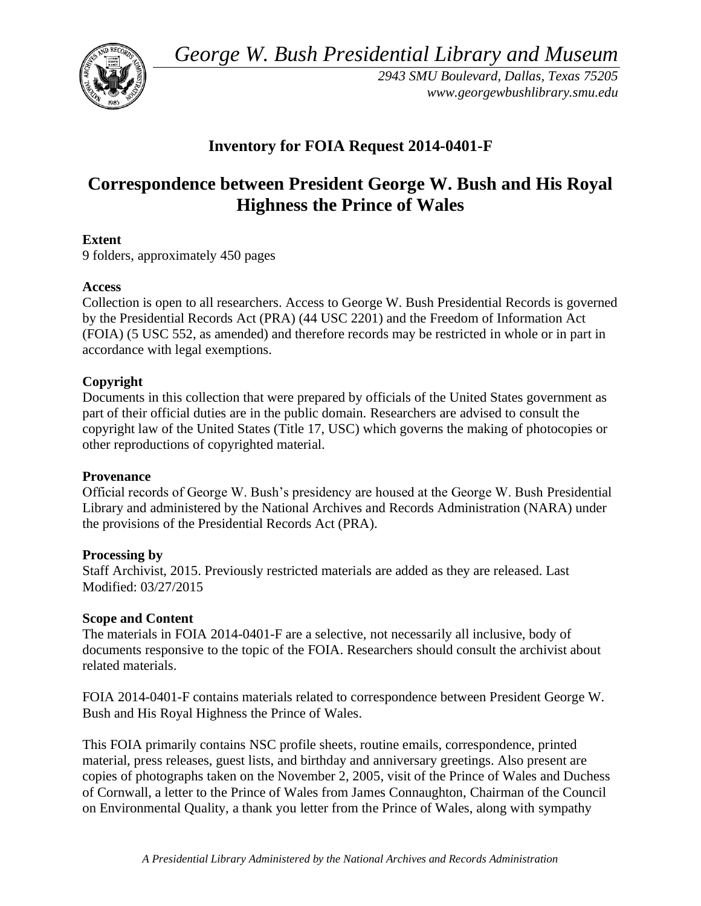*George W. Bush Presidential Library and Museum*

*2943 SMU Boulevard, Dallas, Texas 75205*
*www.georgewbushlibrary.smu.edu*

## Inventory for FOIA Request 2014-0401-F

# Correspondence between President George W. Bush and His Royal Highness the Prince of Wales

**Extent**
9 folders, approximately 450 pages

**Access**
Collection is open to all researchers. Access to George W. Bush Presidential Records is governed by the Presidential Records Act (PRA) (44 USC 2201) and the Freedom of Information Act (FOIA) (5 USC 552, as amended) and therefore records may be restricted in whole or in part in accordance with legal exemptions.

**Copyright**
Documents in this collection that were prepared by officials of the United States government as part of their official duties are in the public domain. Researchers are advised to consult the copyright law of the United States (Title 17, USC) which governs the making of photocopies or other reproductions of copyrighted material.

**Provenance**
Official records of George W. Bush's presidency are housed at the George W. Bush Presidential Library and administered by the National Archives and Records Administration (NARA) under the provisions of the Presidential Records Act (PRA).

**Processing by**
Staff Archivist, 2015. Previously restricted materials are added as they are released. Last Modified: 03/27/2015

**Scope and Content**
The materials in FOIA 2014-0401-F are a selective, not necessarily all inclusive, body of documents responsive to the topic of the FOIA. Researchers should consult the archivist about related materials.

FOIA 2014-0401-F contains materials related to correspondence between President George W. Bush and His Royal Highness the Prince of Wales.

This FOIA primarily contains NSC profile sheets, routine emails, correspondence, printed material, press releases, guest lists, and birthday and anniversary greetings. Also present are copies of photographs taken on the November 2, 2005, visit of the Prince of Wales and Duchess of Cornwall, a letter to the Prince of Wales from James Connaughton, Chairman of the Council on Environmental Quality, a thank you letter from the Prince of Wales, along with sympathy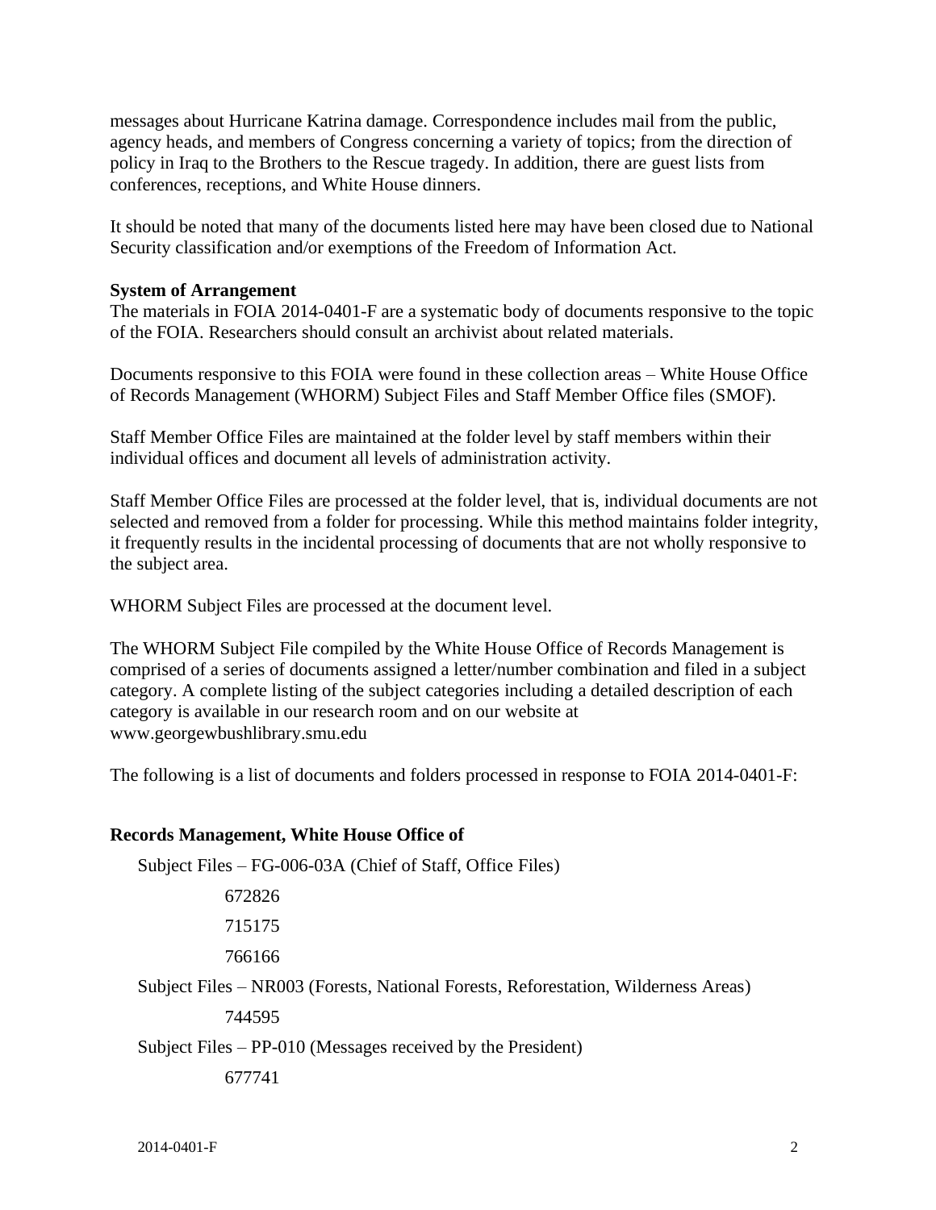messages about Hurricane Katrina damage. Correspondence includes mail from the public, agency heads, and members of Congress concerning a variety of topics; from the direction of policy in Iraq to the Brothers to the Rescue tragedy. In addition, there are guest lists from conferences, receptions, and White House dinners.

It should be noted that many of the documents listed here may have been closed due to National Security classification and/or exemptions of the Freedom of Information Act.

**System of Arrangement**
The materials in FOIA 2014-0401-F are a systematic body of documents responsive to the topic of the FOIA. Researchers should consult an archivist about related materials.

Documents responsive to this FOIA were found in these collection areas – White House Office of Records Management (WHORM) Subject Files and Staff Member Office files (SMOF).

Staff Member Office Files are maintained at the folder level by staff members within their individual offices and document all levels of administration activity.

Staff Member Office Files are processed at the folder level, that is, individual documents are not selected and removed from a folder for processing. While this method maintains folder integrity, it frequently results in the incidental processing of documents that are not wholly responsive to the subject area.

WHORM Subject Files are processed at the document level.

The WHORM Subject File compiled by the White House Office of Records Management is comprised of a series of documents assigned a letter/number combination and filed in a subject category. A complete listing of the subject categories including a detailed description of each category is available in our research room and on our website at www.georgewbushlibrary.smu.edu

The following is a list of documents and folders processed in response to FOIA 2014-0401-F:

**Records Management, White House Office of**

Subject Files – FG-006-03A (Chief of Staff, Office Files)

- 672826
- 715175
- 766166

Subject Files – NR003 (Forests, National Forests, Reforestation, Wilderness Areas)

- 744595

Subject Files – PP-010 (Messages received by the President)

- 677741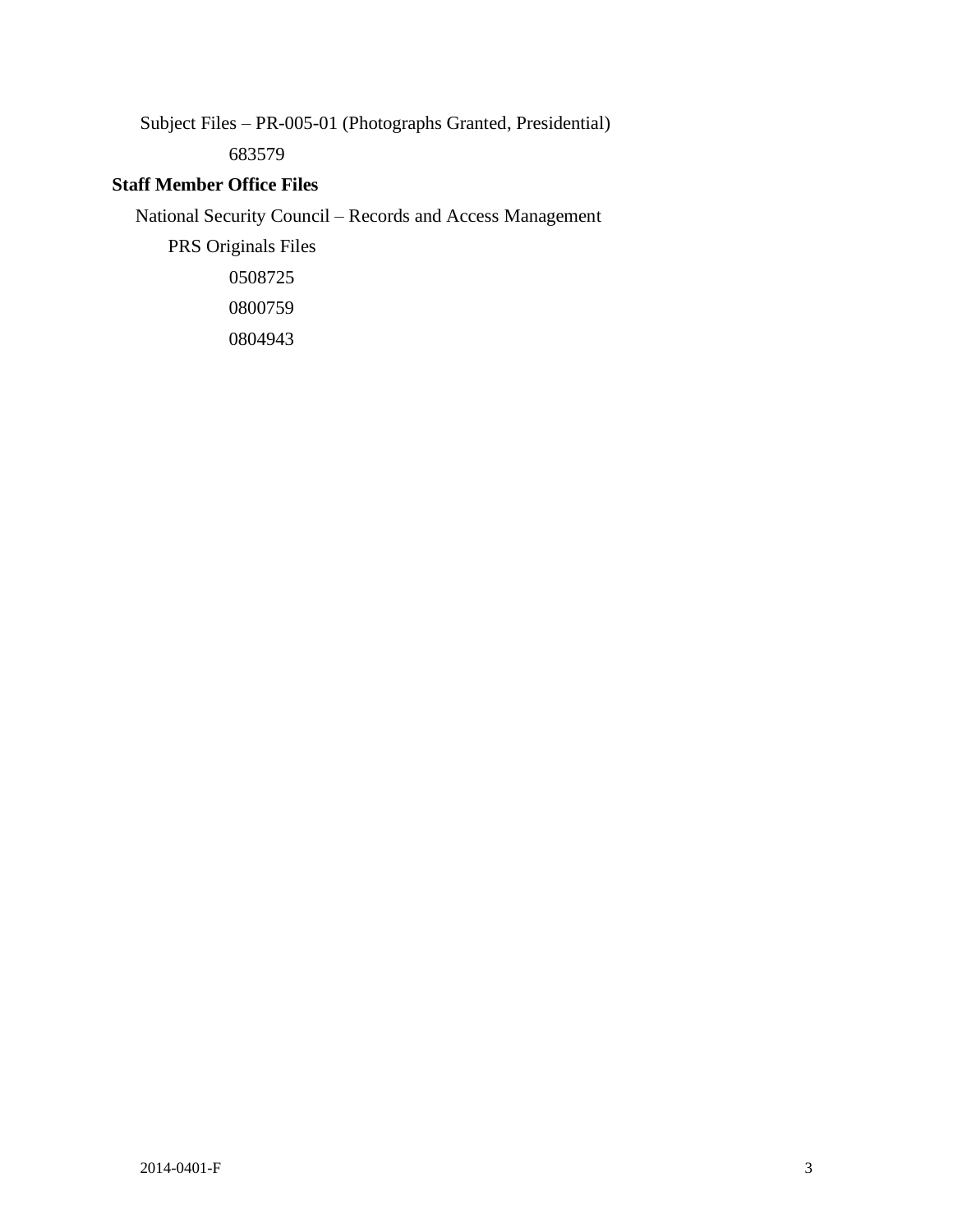Subject Files – PR-005-01 (Photographs Granted, Presidential)

683579

**Staff Member Office Files**

National Security Council – Records and Access Management

PRS Originals Files

0508725

0800759

0804943